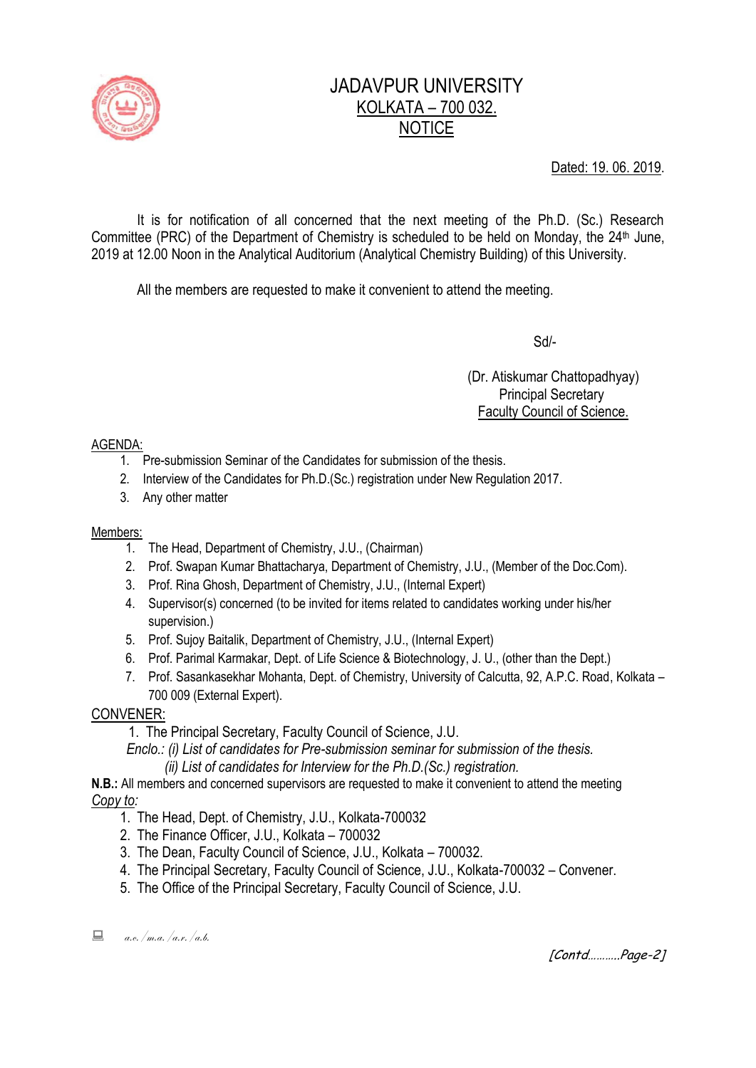# JADAVPUR UNIVERSITY
## KOLKATA – 700 032.
## NOTICE

Dated: 19. 06. 2019.

It is for notification of all concerned that the next meeting of the Ph.D. (Sc.) Research Committee (PRC) of the Department of Chemistry is scheduled to be held on Monday, the 24th June, 2019 at 12.00 Noon in the Analytical Auditorium (Analytical Chemistry Building) of this University.

All the members are requested to make it convenient to attend the meeting.

Sd/-

(Dr. Atiskumar Chattopadhyay)
Principal Secretary
Faculty Council of Science.

AGENDA:

1. Pre-submission Seminar of the Candidates for submission of the thesis.
2. Interview of the Candidates for Ph.D.(Sc.) registration under New Regulation 2017.
3. Any other matter

Members:

1. The Head, Department of Chemistry, J.U., (Chairman)
2. Prof. Swapan Kumar Bhattacharya, Department of Chemistry, J.U., (Member of the Doc.Com).
3. Prof. Rina Ghosh, Department of Chemistry, J.U., (Internal Expert)
4. Supervisor(s) concerned (to be invited for items related to candidates working under his/her supervision.)
5. Prof. Sujoy Baitalik, Department of Chemistry, J.U., (Internal Expert)
6. Prof. Parimal Karmakar, Dept. of Life Science & Biotechnology, J. U., (other than the Dept.)
7. Prof. Sasankasekhar Mohanta, Dept. of Chemistry, University of Calcutta, 92, A.P.C. Road, Kolkata – 700 009 (External Expert).

CONVENER:

1. The Principal Secretary, Faculty Council of Science, J.U.

*Enclo.: (i) List of candidates for Pre-submission seminar for submission of the thesis.*
*(ii) List of candidates for Interview for the Ph.D.(Sc.) registration.*

**N.B.:** All members and concerned supervisors are requested to make it convenient to attend the meeting

*Copy to:*

1. The Head, Dept. of Chemistry, J.U., Kolkata-700032
2. The Finance Officer, J.U., Kolkata – 700032
3. The Dean, Faculty Council of Science, J.U., Kolkata – 700032.
4. The Principal Secretary, Faculty Council of Science, J.U., Kolkata-700032 – Convener.
5. The Office of the Principal Secretary, Faculty Council of Science, J.U.

*a.c./m.a./a.r./a.b.*

*[Contd……….Page-2]*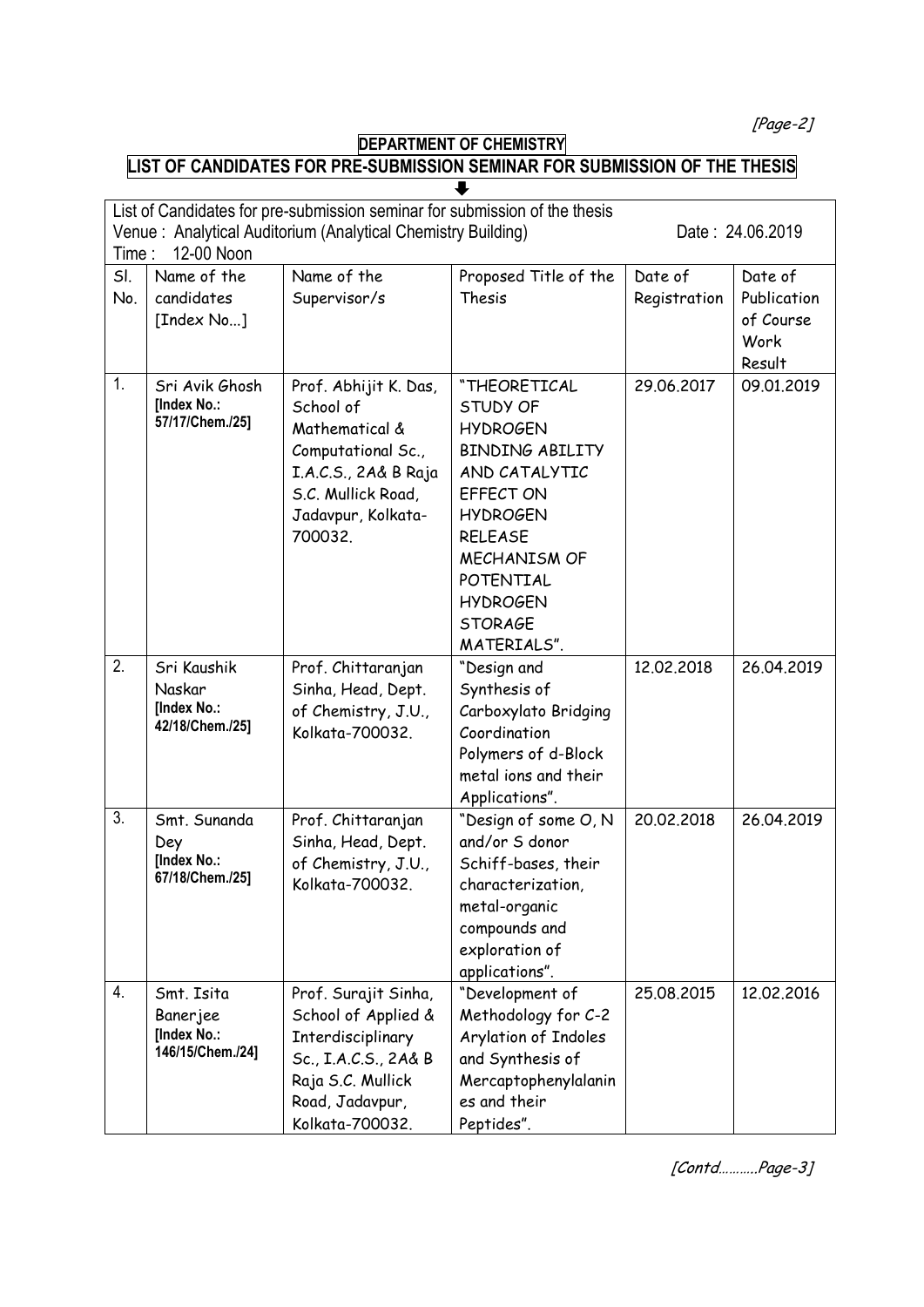## DEPARTMENT OF CHEMISTRY

## LIST OF CANDIDATES FOR PRE-SUBMISSION SEMINAR FOR SUBMISSION OF THE THESIS

List of Candidates for pre-submission seminar for submission of the thesis
Venue : Analytical Auditorium (Analytical Chemistry Building) Date : 24.06.2019
Time : 12-00 Noon

| Sl. No. | Name of the candidates [Index No...] | Name of the Supervisor/s | Proposed Title of the Thesis | Date of Registration | Date of Publication of Course Work Result |
|---|---|---|---|---|---|
| 1. | Sri Avik Ghosh **[Index No.: 57/17/Chem./25]** | Prof. Abhijit K. Das, School of Mathematical & Computational Sc., I.A.C.S., 2A& B Raja S.C. Mullick Road, Jadavpur, Kolkata-700032. | "THEORETICAL STUDY OF HYDROGEN BINDING ABILITY AND CATALYTIC EFFECT ON HYDROGEN RELEASE MECHANISM OF POTENTIAL HYDROGEN STORAGE MATERIALS". | 29.06.2017 | 09.01.2019 |
| 2. | Sri Kaushik Naskar **[Index No.: 42/18/Chem./25]** | Prof. Chittaranjan Sinha, Head, Dept. of Chemistry, J.U., Kolkata-700032. | "Design and Synthesis of Carboxylato Bridging Coordination Polymers of d-Block metal ions and their Applications". | 12.02.2018 | 26.04.2019 |
| 3. | Smt. Sunanda Dey **[Index No.: 67/18/Chem./25]** | Prof. Chittaranjan Sinha, Head, Dept. of Chemistry, J.U., Kolkata-700032. | "Design of some O, N and/or S donor Schiff-bases, their characterization, metal-organic compounds and exploration of applications". | 20.02.2018 | 26.04.2019 |
| 4. | Smt. Isita Banerjee **[Index No.: 146/15/Chem./24]** | Prof. Surajit Sinha, School of Applied & Interdisciplinary Sc., I.A.C.S., 2A& B Raja S.C. Mullick Road, Jadavpur, Kolkata-700032. | "Development of Methodology for C-2 Arylation of Indoles and Synthesis of Mercaptophenylalanines and their Peptides". | 25.08.2015 | 12.02.2016 |

*[Contd..........Page-3]*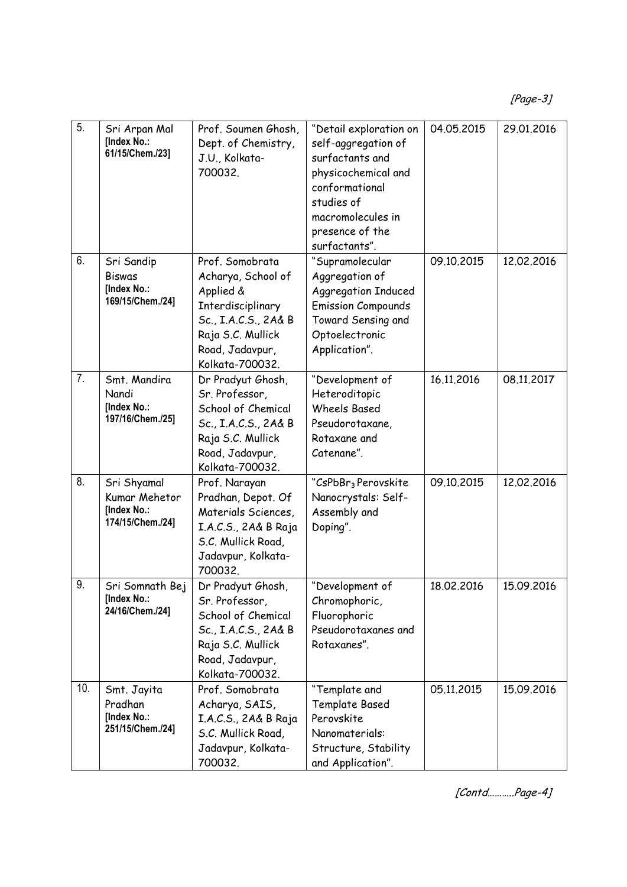| | | | | | |
|---|---|---|---|---|---|
| 5. | Sri Arpan Mal [Index No.: 61/15/Chem./23] | Prof. Soumen Ghosh, Dept. of Chemistry, J.U., Kolkata-700032. | "Detail exploration on self-aggregation of surfactants and physicochemical and conformational studies of macromolecules in presence of the surfactants". | 04.05.2015 | 29.01.2016 |
| 6. | Sri Sandip Biswas [Index No.: 169/15/Chem./24] | Prof. Somobrata Acharya, School of Applied & Interdisciplinary Sc., I.A.C.S., 2A& B Raja S.C. Mullick Road, Jadavpur, Kolkata-700032. | "Supramolecular Aggregation of Aggregation Induced Emission Compounds Toward Sensing and Optoelectronic Application". | 09.10.2015 | 12.02.2016 |
| 7. | Smt. Mandira Nandi [Index No.: 197/16/Chem./25] | Dr Pradyut Ghosh, Sr. Professor, School of Chemical Sc., I.A.C.S., 2A& B Raja S.C. Mullick Road, Jadavpur, Kolkata-700032. | "Development of Heteroditopic Wheels Based Pseudorotaxane, Rotaxane and Catenane". | 16.11.2016 | 08.11.2017 |
| 8. | Sri Shyamal Kumar Meheter [Index No.: 174/15/Chem./24] | Prof. Narayan Pradhan, Depot. Of Materials Sciences, I.A.C.S., 2A& B Raja S.C. Mullick Road, Jadavpur, Kolkata-700032. | "$CsPbBr_3$ Perovskite Nanocrystals: Self-Assembly and Doping". | 09.10.2015 | 12.02.2016 |
| 9. | Sri Somnath Bej [Index No.: 24/16/Chem./24] | Dr Pradyut Ghosh, Sr. Professor, School of Chemical Sc., I.A.C.S., 2A& B Raja S.C. Mullick Road, Jadavpur, Kolkata-700032. | "Development of Chromophoric, Fluorophoric Pseudorotaxanes and Rotaxanes". | 18.02.2016 | 15.09.2016 |
| 10. | Smt. Jayita Pradhan [Index No.: 251/15/Chem./24] | Prof. Somobrata Acharya, SAIS, I.A.C.S., 2A& B Raja S.C. Mullick Road, Jadavpur, Kolkata-700032. | "Template and Template Based Perovskite Nanomaterials: Structure, Stability and Application". | 05.11.2015 | 15.09.2016 |

[Contd..........Page-4]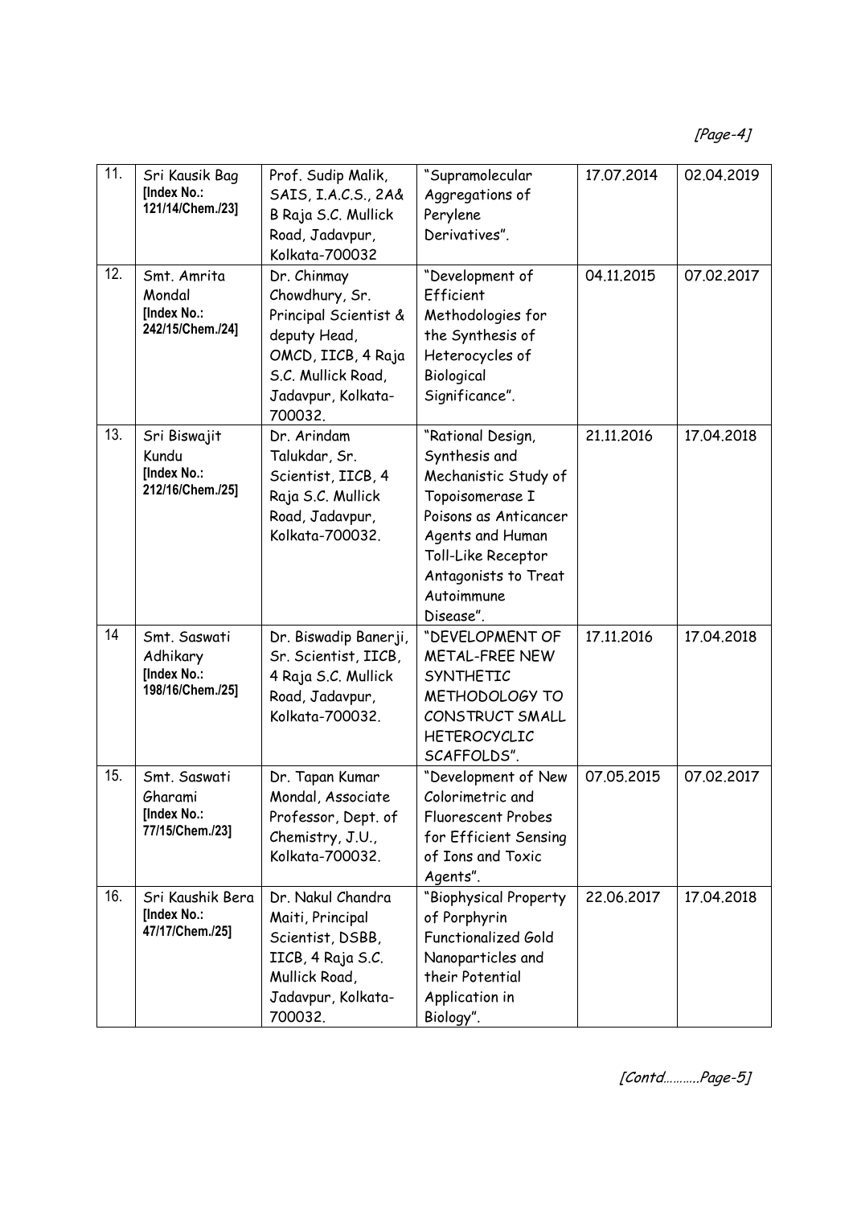| | | | | | |
|---|---|---|---|---|---|
| 11. | Sri Kausik Bag **[Index No.: 121/14/Chem./23]** | Prof. Sudip Malik, SAIS, I.A.C.S., 2A& B Raja S.C. Mullick Road, Jadavpur, Kolkata-700032 | "Supramolecular Aggregations of Perylene Derivatives". | 17.07.2014 | 02.04.2019 |
| 12. | Smt. Amrita Mondal **[Index No.: 242/15/Chem./24]** | Dr. Chinmay Chowdhury, Sr. Principal Scientist & deputy Head, OMCD, IICB, 4 Raja S.C. Mullick Road, Jadavpur, Kolkata-700032. | "Development of Efficient Methodologies for the Synthesis of Heterocycles of Biological Significance". | 04.11.2015 | 07.02.2017 |
| 13. | Sri Biswajit Kundu **[Index No.: 212/16/Chem./25]** | Dr. Arindam Talukdar, Sr. Scientist, IICB, 4 Raja S.C. Mullick Road, Jadavpur, Kolkata-700032. | "Rational Design, Synthesis and Mechanistic Study of Topoisomerase I Poisons as Anticancer Agents and Human Toll-Like Receptor Antagonists to Treat Autoimmune Disease". | 21.11.2016 | 17.04.2018 |
| 14 | Smt. Saswati Adhikary **[Index No.: 198/16/Chem./25]** | Dr. Biswadip Banerji, Sr. Scientist, IICB, 4 Raja S.C. Mullick Road, Jadavpur, Kolkata-700032. | "DEVELOPMENT OF METAL-FREE NEW SYNTHETIC METHODOLOGY TO CONSTRUCT SMALL HETEROCYCLIC SCAFFOLDS". | 17.11.2016 | 17.04.2018 |
| 15. | Smt. Saswati Gharami **[Index No.: 77/15/Chem./23]** | Dr. Tapan Kumar Mondal, Associate Professor, Dept. of Chemistry, J.U., Kolkata-700032. | "Development of New Colorimetric and Fluorescent Probes for Efficient Sensing of Ions and Toxic Agents". | 07.05.2015 | 07.02.2017 |
| 16. | Sri Kaushik Bera **[Index No.: 47/17/Chem./25]** | Dr. Nakul Chandra Maiti, Principal Scientist, DSBB, IICB, 4 Raja S.C. Mullick Road, Jadavpur, Kolkata-700032. | "Biophysical Property of Porphyrin Functionalized Gold Nanoparticles and their Potential Application in Biology". | 22.06.2017 | 17.04.2018 |

*[Contd..........Page-5]*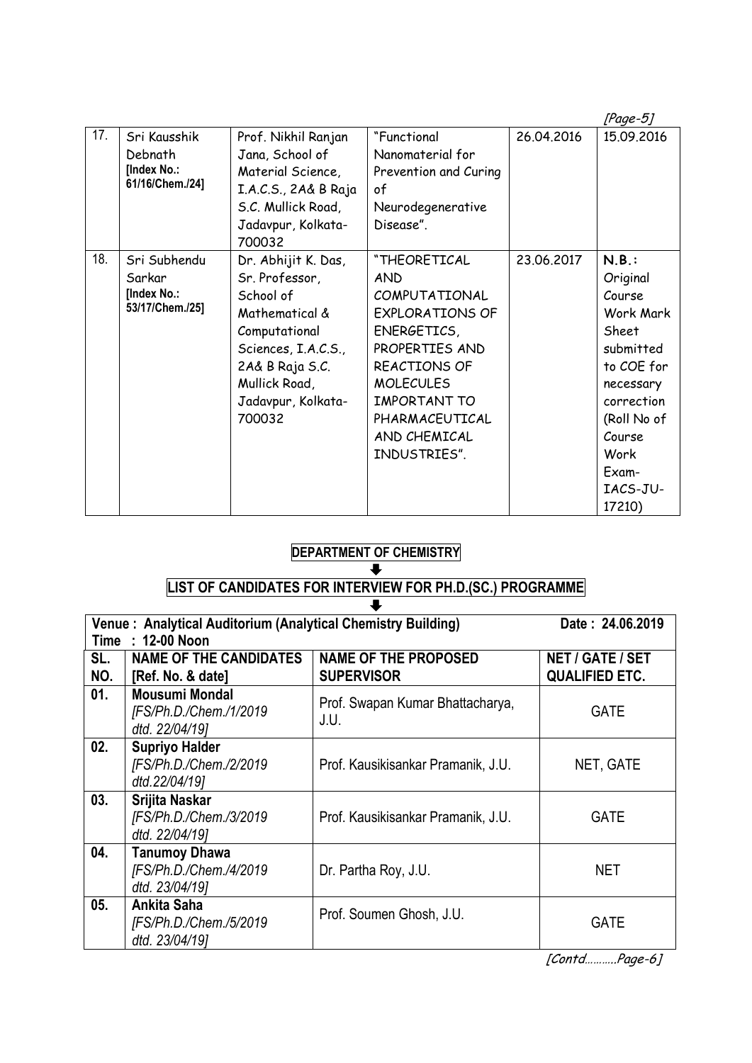| | | | | | |
|---|---|---|---|---|---|
| 17. | Sri Kausshik Debnath **[Index No.: 61/16/Chem./24]** | Prof. Nikhil Ranjan Jana, School of Material Science, I.A.C.S., 2A& B Raja S.C. Mullick Road, Jadavpur, Kolkata-700032 | "Functional Nanomaterial for Prevention and Curing of Neurodegenerative Disease". | 26.04.2016 | 15.09.2016 |
| 18. | Sri Subhendu Sarkar **[Index No.: 53/17/Chem./25]** | Dr. Abhijit K. Das, Sr. Professor, School of Mathematical & Computational Sciences, I.A.C.S., 2A& B Raja S.C. Mullick Road, Jadavpur, Kolkata-700032 | "THEORETICAL AND COMPUTATIONAL EXPLORATIONS OF ENERGETICS, PROPERTIES AND REACTIONS OF MOLECULES IMPORTANT TO PHARMACEUTICAL AND CHEMICAL INDUSTRIES". | 23.06.2017 | **N.B.:** Original Course Work Mark Sheet submitted to COE for necessary correction (Roll No of Course Work Exam- IACS-JU-17210) |

## DEPARTMENT OF CHEMISTRY

## LIST OF CANDIDATES FOR INTERVIEW FOR PH.D.(SC.) PROGRAMME

**Venue : Analytical Auditorium (Analytical Chemistry Building)** **Date : 24.06.2019**

**Time : 12-00 Noon**

| SL. NO. | NAME OF THE CANDIDATES [Ref. No. & date] | NAME OF THE PROPOSED SUPERVISOR | NET / GATE / SET QUALIFIED ETC. |
|---|---|---|---|
| 01. | **Mousumi Mondal** *[FS/Ph.D./Chem./1/2019 dtd. 22/04/19]* | Prof. Swapan Kumar Bhattacharya, J.U. | GATE |
| 02. | **Supriyo Halder** *[FS/Ph.D./Chem./2/2019 dtd.22/04/19]* | Prof. Kausikisankar Pramanik, J.U. | NET, GATE |
| 03. | **Srijita Naskar** *[FS/Ph.D./Chem./3/2019 dtd. 22/04/19]* | Prof. Kausikisankar Pramanik, J.U. | GATE |
| 04. | **Tanumoy Dhawa** *[FS/Ph.D./Chem./4/2019 dtd. 23/04/19]* | Dr. Partha Roy, J.U. | NET |
| 05. | **Ankita Saha** *[FS/Ph.D./Chem./5/2019 dtd. 23/04/19]* | Prof. Soumen Ghosh, J.U. | GATE |

[Contd..........Page-6]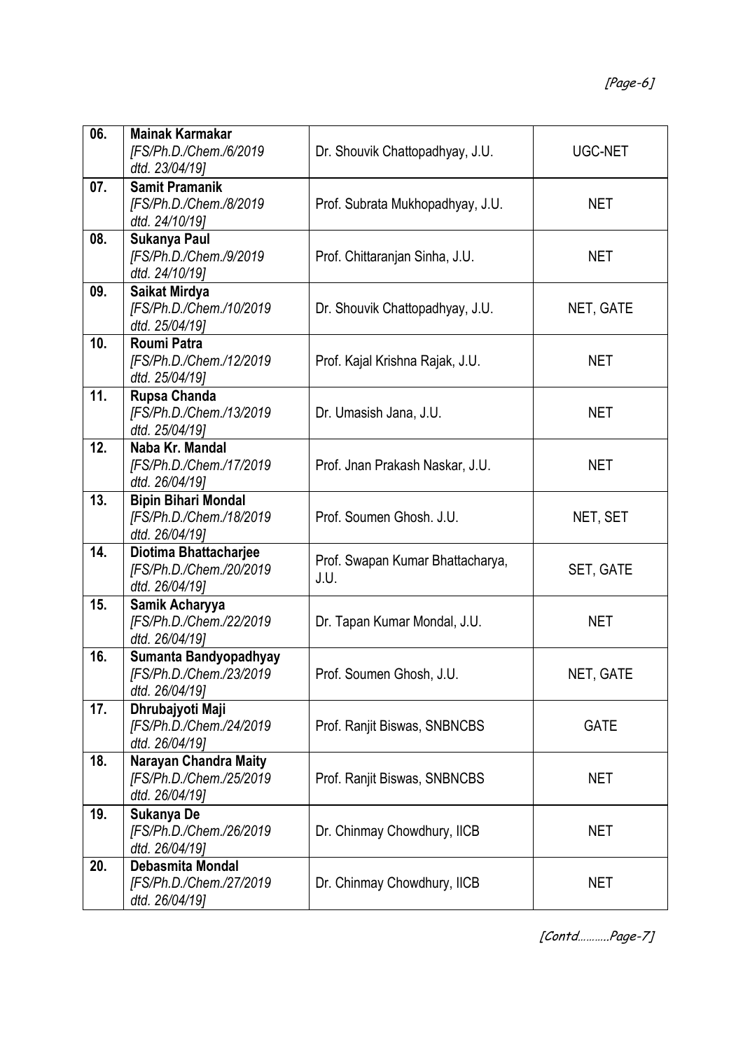| | | | |
|---|---|---|---|
| 06. | **Mainak Karmakar** *[FS/Ph.D./Chem./6/2019 dtd. 23/04/19]* | Dr. Shouvik Chattopadhyay, J.U. | UGC-NET |
| 07. | **Samit Pramanik** *[FS/Ph.D./Chem./8/2019 dtd. 24/10/19]* | Prof. Subrata Mukhopadhyay, J.U. | NET |
| 08. | **Sukanya Paul** *[FS/Ph.D./Chem./9/2019 dtd. 24/10/19]* | Prof. Chittaranjan Sinha, J.U. | NET |
| 09. | **Saikat Mirdya** *[FS/Ph.D./Chem./10/2019 dtd. 25/04/19]* | Dr. Shouvik Chattopadhyay, J.U. | NET, GATE |
| 10. | **Roumi Patra** *[FS/Ph.D./Chem./12/2019 dtd. 25/04/19]* | Prof. Kajal Krishna Rajak, J.U. | NET |
| 11. | **Rupsa Chanda** *[FS/Ph.D./Chem./13/2019 dtd. 25/04/19]* | Dr. Umasish Jana, J.U. | NET |
| 12. | **Naba Kr. Mandal** *[FS/Ph.D./Chem./17/2019 dtd. 26/04/19]* | Prof. Jnan Prakash Naskar, J.U. | NET |
| 13. | **Bipin Bihari Mondal** *[FS/Ph.D./Chem./18/2019 dtd. 26/04/19]* | Prof. Soumen Ghosh. J.U. | NET, SET |
| 14. | **Diotima Bhattacharjee** *[FS/Ph.D./Chem./20/2019 dtd. 26/04/19]* | Prof. Swapan Kumar Bhattacharya, J.U. | SET, GATE |
| 15. | **Samik Acharyya** *[FS/Ph.D./Chem./22/2019 dtd. 26/04/19]* | Dr. Tapan Kumar Mondal, J.U. | NET |
| 16. | **Sumanta Bandyopadhyay** *[FS/Ph.D./Chem./23/2019 dtd. 26/04/19]* | Prof. Soumen Ghosh, J.U. | NET, GATE |
| 17. | **Dhrubajyoti Maji** *[FS/Ph.D./Chem./24/2019 dtd. 26/04/19]* | Prof. Ranjit Biswas, SNBNCBS | GATE |
| 18. | **Narayan Chandra Maity** *[FS/Ph.D./Chem./25/2019 dtd. 26/04/19]* | Prof. Ranjit Biswas, SNBNCBS | NET |
| 19. | **Sukanya De** *[FS/Ph.D./Chem./26/2019 dtd. 26/04/19]* | Dr. Chinmay Chowdhury, IICB | NET |
| 20. | **Debasmita Mondal** *[FS/Ph.D./Chem./27/2019 dtd. 26/04/19]* | Dr. Chinmay Chowdhury, IICB | NET |

[Contd..........Page-7]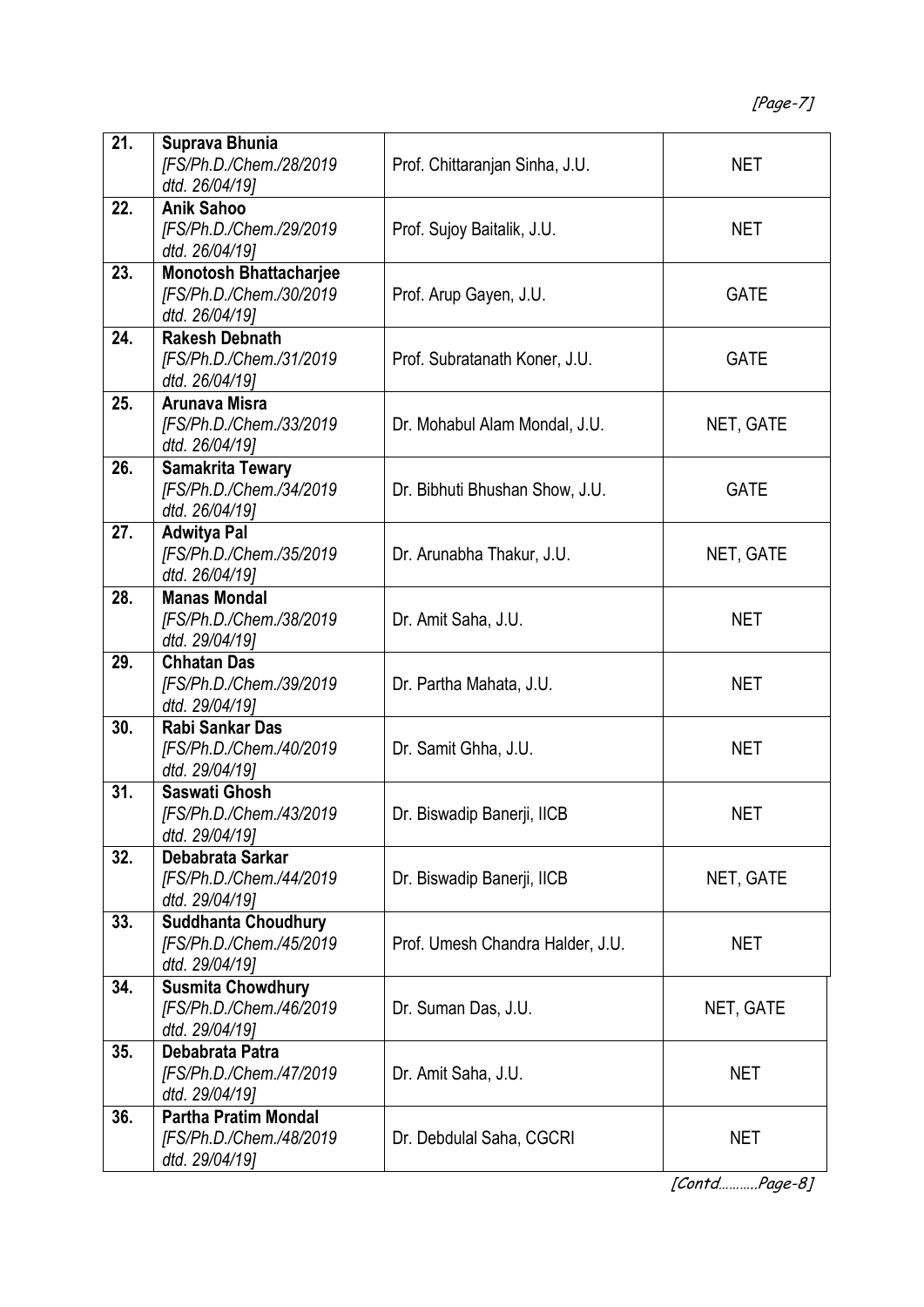| | | | |
|---|---|---|---|
| 21. | **Suprava Bhunia** *[FS/Ph.D./Chem./28/2019 dtd. 26/04/19]* | Prof. Chittaranjan Sinha, J.U. | NET |
| 22. | **Anik Sahoo** *[FS/Ph.D./Chem./29/2019 dtd. 26/04/19]* | Prof. Sujoy Baitalik, J.U. | NET |
| 23. | **Monotosh Bhattacharjee** *[FS/Ph.D./Chem./30/2019 dtd. 26/04/19]* | Prof. Arup Gayen, J.U. | GATE |
| 24. | **Rakesh Debnath** *[FS/Ph.D./Chem./31/2019 dtd. 26/04/19]* | Prof. Subratanath Koner, J.U. | GATE |
| 25. | **Arunava Misra** *[FS/Ph.D./Chem./33/2019 dtd. 26/04/19]* | Dr. Mohabul Alam Mondal, J.U. | NET, GATE |
| 26. | **Samakrita Tewary** *[FS/Ph.D./Chem./34/2019 dtd. 26/04/19]* | Dr. Bibhuti Bhushan Show, J.U. | GATE |
| 27. | **Adwitya Pal** *[FS/Ph.D./Chem./35/2019 dtd. 26/04/19]* | Dr. Arunabha Thakur, J.U. | NET, GATE |
| 28. | **Manas Mondal** *[FS/Ph.D./Chem./38/2019 dtd. 29/04/19]* | Dr. Amit Saha, J.U. | NET |
| 29. | **Chhatan Das** *[FS/Ph.D./Chem./39/2019 dtd. 29/04/19]* | Dr. Partha Mahata, J.U. | NET |
| 30. | **Rabi Sankar Das** *[FS/Ph.D./Chem./40/2019 dtd. 29/04/19]* | Dr. Samit Ghha, J.U. | NET |
| 31. | **Saswati Ghosh** *[FS/Ph.D./Chem./43/2019 dtd. 29/04/19]* | Dr. Biswadip Banerji, IICB | NET |
| 32. | **Debabrata Sarkar** *[FS/Ph.D./Chem./44/2019 dtd. 29/04/19]* | Dr. Biswadip Banerji, IICB | NET, GATE |
| 33. | **Suddhanta Choudhury** *[FS/Ph.D./Chem./45/2019 dtd. 29/04/19]* | Prof. Umesh Chandra Halder, J.U. | NET |
| 34. | **Susmita Chowdhury** *[FS/Ph.D./Chem./46/2019 dtd. 29/04/19]* | Dr. Suman Das, J.U. | NET, GATE |
| 35. | **Debabrata Patra** *[FS/Ph.D./Chem./47/2019 dtd. 29/04/19]* | Dr. Amit Saha, J.U. | NET |
| 36. | **Partha Pratim Mondal** *[FS/Ph.D./Chem./48/2019 dtd. 29/04/19]* | Dr. Debdulal Saha, CGCRI | NET |

[Contd……….Page-8]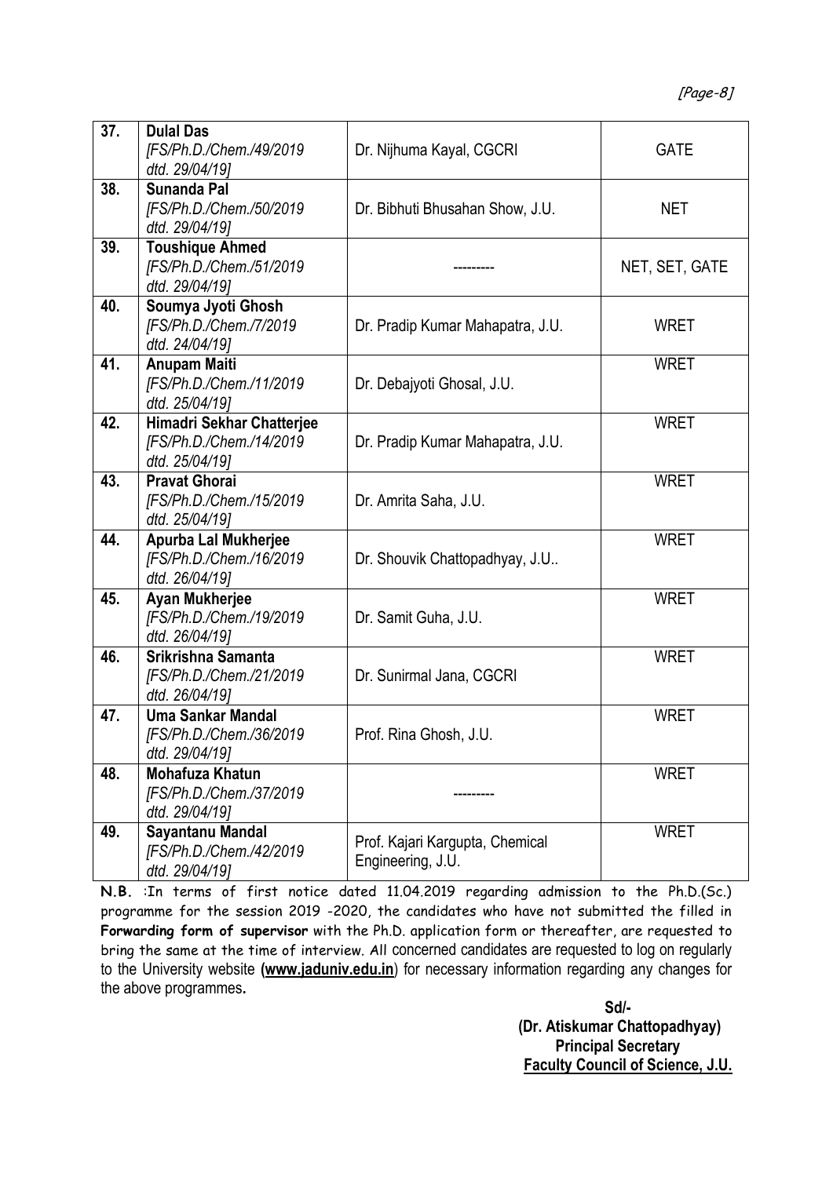| | | | |
|---|---|---|---|
| 37. | **Dulal Das** *[FS/Ph.D./Chem./49/2019 dtd. 29/04/19]* | Dr. Nijhuma Kayal, CGCRI | GATE |
| 38. | **Sunanda Pal** *[FS/Ph.D./Chem./50/2019 dtd. 29/04/19]* | Dr. Bibhuti Bhusahan Show, J.U. | NET |
| 39. | **Toushique Ahmed** *[FS/Ph.D./Chem./51/2019 dtd. 29/04/19]* | --------- | NET, SET, GATE |
| 40. | **Soumya Jyoti Ghosh** *[FS/Ph.D./Chem./7/2019 dtd. 24/04/19]* | Dr. Pradip Kumar Mahapatra, J.U. | WRET |
| 41. | **Anupam Maiti** *[FS/Ph.D./Chem./11/2019 dtd. 25/04/19]* | Dr. Debajyoti Ghosal, J.U. | WRET |
| 42. | **Himadri Sekhar Chatterjee** *[FS/Ph.D./Chem./14/2019 dtd. 25/04/19]* | Dr. Pradip Kumar Mahapatra, J.U. | WRET |
| 43. | **Pravat Ghorai** *[FS/Ph.D./Chem./15/2019 dtd. 25/04/19]* | Dr. Amrita Saha, J.U. | WRET |
| 44. | **Apurba Lal Mukherjee** *[FS/Ph.D./Chem./16/2019 dtd. 26/04/19]* | Dr. Shouvik Chattopadhyay, J.U.. | WRET |
| 45. | **Ayan Mukherjee** *[FS/Ph.D./Chem./19/2019 dtd. 26/04/19]* | Dr. Samit Guha, J.U. | WRET |
| 46. | **Srikrishna Samanta** *[FS/Ph.D./Chem./21/2019 dtd. 26/04/19]* | Dr. Sunirmal Jana, CGCRI | WRET |
| 47. | **Uma Sankar Mandal** *[FS/Ph.D./Chem./36/2019 dtd. 29/04/19]* | Prof. Rina Ghosh, J.U. | WRET |
| 48. | **Mohafuza Khatun** *[FS/Ph.D./Chem./37/2019 dtd. 29/04/19]* | --------- | WRET |
| 49. | **Sayantanu Mandal** *[FS/Ph.D./Chem./42/2019 dtd. 29/04/19]* | Prof. Kajari Kargupta, Chemical Engineering, J.U. | WRET |

**N.B.** :In terms of first notice dated 11.04.2019 regarding admission to the Ph.D.(Sc.) programme for the session 2019 -2020, the candidates who have not submitted the filled in **Forwarding form of supervisor** with the Ph.D. application form or thereafter, are requested to bring the same at the time of interview. All concerned candidates are requested to log on regularly to the University website **(www.jaduniv.edu.in)** for necessary information regarding any changes for the above programmes**.**

**Sd/-**
**(Dr. Atiskumar Chattopadhyay)**
**Principal Secretary**
**Faculty Council of Science, J.U.**